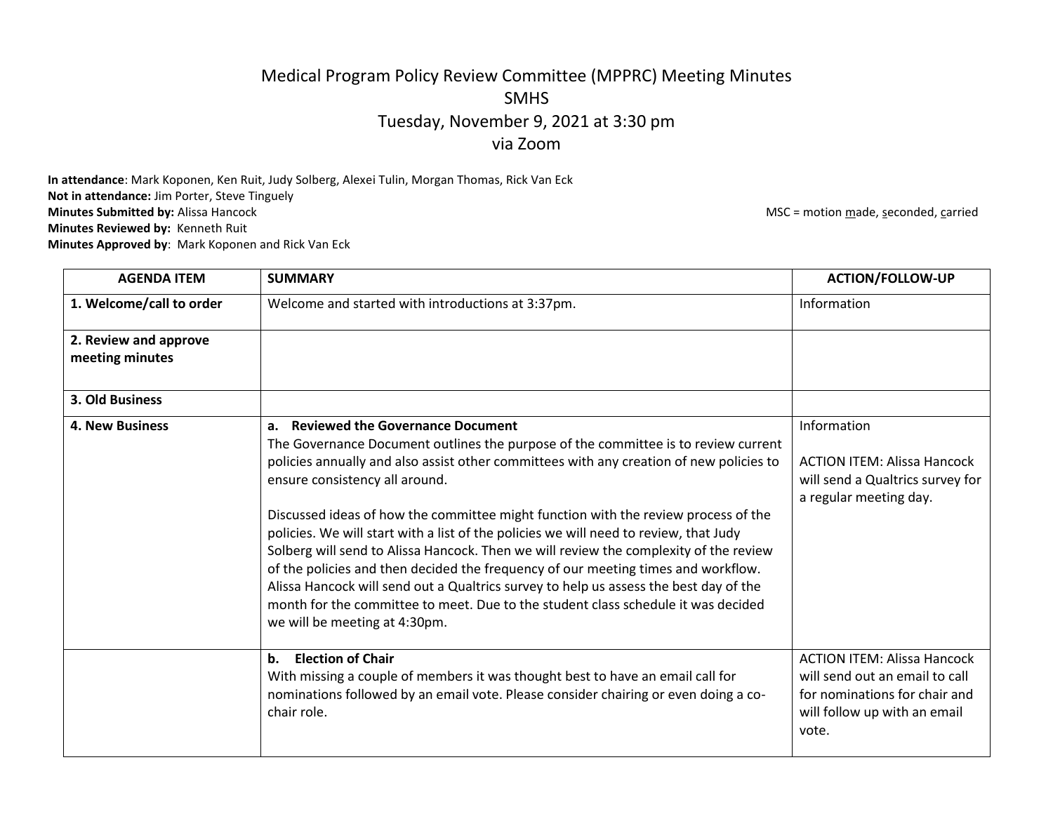# Medical Program Policy Review Committee (MPPRC) Meeting Minutes
## SMHS
## Tuesday, November 9, 2021 at 3:30 pm
## via Zoom

**In attendance**: Mark Koponen, Ken Ruit, Judy Solberg, Alexei Tulin, Morgan Thomas, Rick Van Eck
**Not in attendance:** Jim Porter, Steve Tinguely
**Minutes Submitted by:** Alissa Hancock
**Minutes Reviewed by:** Kenneth Ruit
**Minutes Approved by**: Mark Koponen and Rick Van Eck

MSC = motion made, seconded, carried

| AGENDA ITEM | SUMMARY | ACTION/FOLLOW-UP |
|---|---|---|
| **1. Welcome/call to order** | Welcome and started with introductions at 3:37pm. | Information |
| **2. Review and approve meeting minutes** | | |
| **3. Old Business** | | |
| **4. New Business** | **a. Reviewed the Governance Document**<br>The Governance Document outlines the purpose of the committee is to review current policies annually and also assist other committees with any creation of new policies to ensure consistency all around.<br><br>Discussed ideas of how the committee might function with the review process of the policies. We will start with a list of the policies we will need to review, that Judy Solberg will send to Alissa Hancock. Then we will review the complexity of the review of the policies and then decided the frequency of our meeting times and workflow. Alissa Hancock will send out a Qualtrics survey to help us assess the best day of the month for the committee to meet. Due to the student class schedule it was decided we will be meeting at 4:30pm. | Information<br><br>ACTION ITEM: Alissa Hancock will send a Qualtrics survey for a regular meeting day. |
| | **b. Election of Chair**<br>With missing a couple of members it was thought best to have an email call for nominations followed by an email vote. Please consider chairing or even doing a co-chair role. | ACTION ITEM: Alissa Hancock will send out an email to call for nominations for chair and will follow up with an email vote. |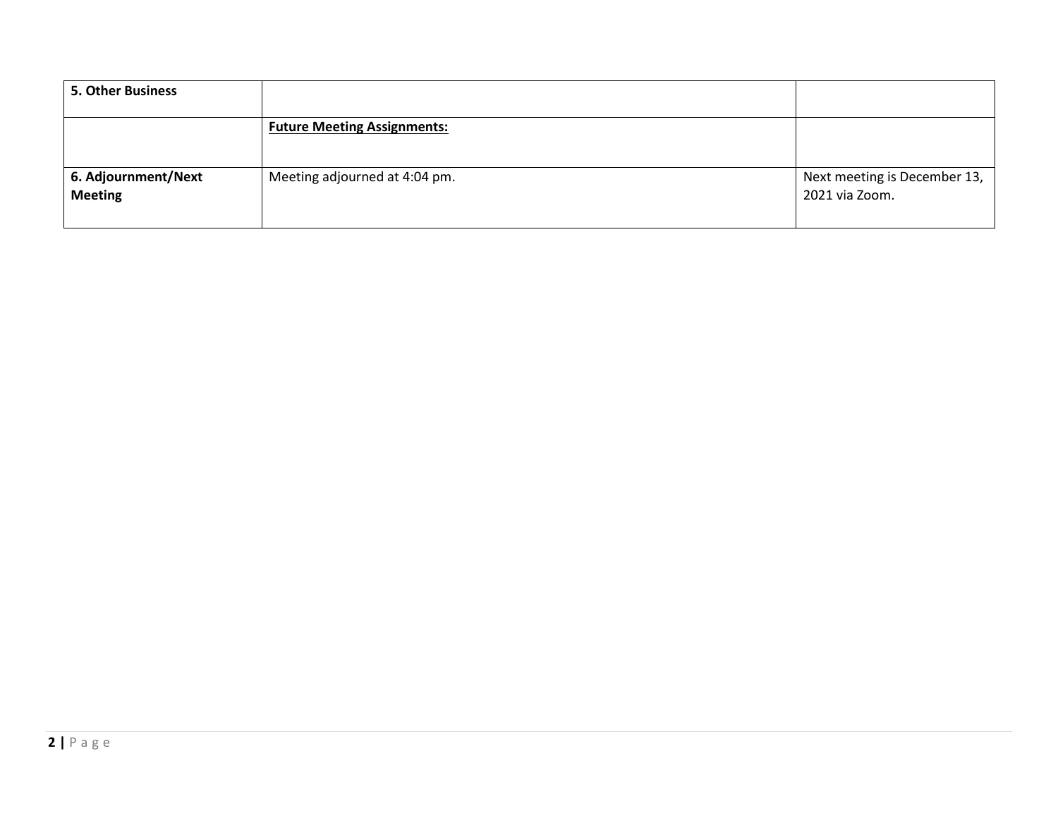| | | |
|---|---|---|
| **5. Other Business** | | |
| | **Future Meeting Assignments:** | |
| **6. Adjournment/Next Meeting** | Meeting adjourned at 4:04 pm. | Next meeting is December 13, 2021 via Zoom. |